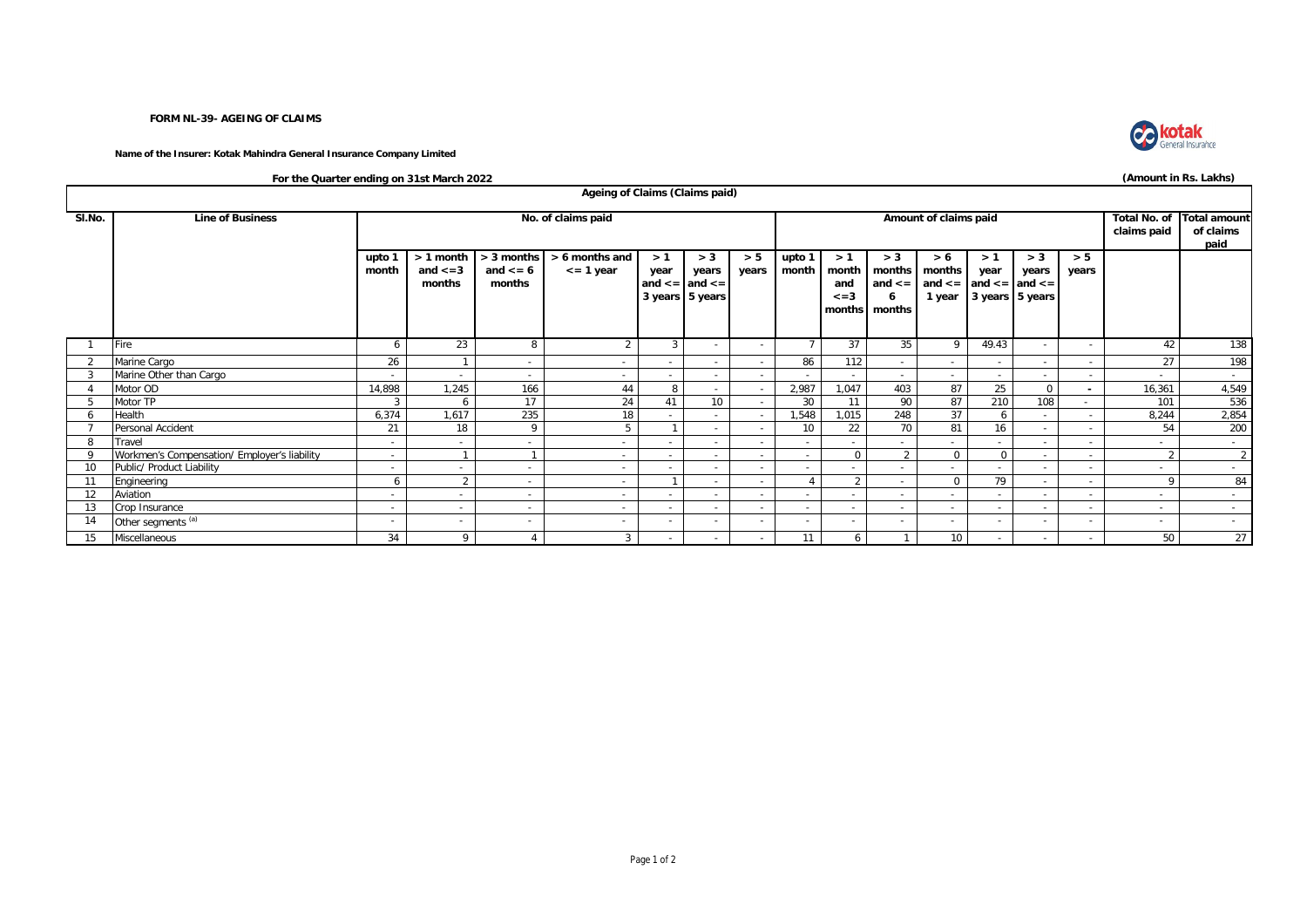**FORM NL-39- AGEING OF CLAIMS**

**Name of the Insurer: Kotak Mahindra General Insurance Company Limited**

**For the Quarter ending on 31st March 2022**

**(Amount in Rs. Lakhs)**

**Ageing of Claims (Claims paid)**

| Sl.No. | Line of Business | No. of claims paid | | | | | | | Amount of claims paid | | | | | | | Total No. of claims paid | Total amount of claims paid |
|---|---|---|---|---|---|---|---|---|---|---|---|---|---|---|---|---|---|
| | | upto 1 month | > 1 month and <=3 months | > 3 months and <= 6 months | > 6 months and <= 1 year | > 1 year and <= 3 years | > 3 years and <= 5 years | > 5 years | upto 1 month | > 1 month and <=3 months | > 3 months and <= 6 months | > 6 months and <= 1 year | > 1 year and <= 3 years | > 3 years and <= 5 years | > 5 years | | |
| 1 | Fire | 6 | 23 | 8 | 2 | 3 | - | - | 7 | 37 | 35 | 9 | 49.43 | - | - | 42 | 138 |
| 2 | Marine Cargo | 26 | 1 | - | - | - | - | - | 86 | 112 | - | - | - | - | - | 27 | 198 |
| 3 | Marine Other than Cargo | - | - | - | - | - | - | - | - | - | - | - | - | - | - | - | - |
| 4 | Motor OD | 14,898 | 1,245 | 166 | 44 | 8 | - | - | 2,987 | 1,047 | 403 | 87 | 25 | 0 | - | 16,361 | 4,549 |
| 5 | Motor TP | 3 | 6 | 17 | 24 | 41 | 10 | - | 30 | 11 | 90 | 87 | 210 | 108 | - | 101 | 536 |
| 6 | Health | 6,374 | 1,617 | 235 | 18 | - | - | - | 1,548 | 1,015 | 248 | 37 | 6 | - | - | 8,244 | 2,854 |
| 7 | Personal Accident | 21 | 18 | 9 | 5 | 1 | - | - | 10 | 22 | 70 | 81 | 16 | - | - | 54 | 200 |
| 8 | Travel | - | - | - | - | - | - | - | - | - | - | - | - | - | - | - | - |
| 9 | Workmen's Compensation/ Employer's liability | - | 1 | 1 | - | - | - | - | - | 0 | 2 | 0 | 0 | - | - | 2 | 2 |
| 10 | Public/ Product Liability | - | - | - | - | - | - | - | - | - | - | - | - | - | - | - | - |
| 11 | Engineering | 6 | 2 | - | - | 1 | - | - | 4 | 2 | - | 0 | 79 | - | - | 9 | 84 |
| 12 | Aviation | - | - | - | - | - | - | - | - | - | - | - | - | - | - | - | - |
| 13 | Crop Insurance | - | - | - | - | - | - | - | - | - | - | - | - | - | - | - | - |
| 14 | Other segments [(a)] | - | - | - | - | - | - | - | - | - | - | - | - | - | - | - | - |
| 15 | Miscellaneous | 34 | 9 | 4 | 3 | - | - | - | 11 | 6 | 1 | 10 | - | - | - | 50 | 27 |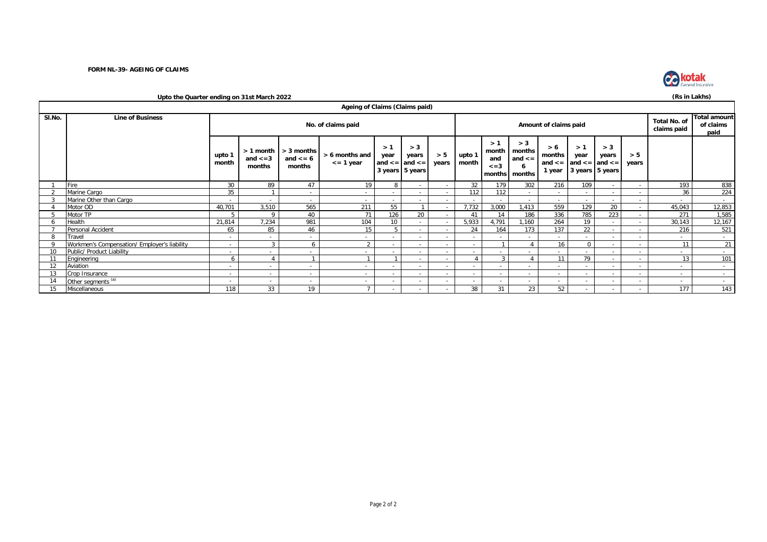**FORM NL-39- AGEING OF CLAIMS**

**Upto the Quarter ending on 31st March 2022**

**(Rs in Lakhs)**

| Sl.No. | Line of Business | Ageing of Claims (Claims paid) | | | | | | | | | | | | | | | |
|---|---|---|---|---|---|---|---|---|---|---|---|---|---|---|---|---|---|
| | | No. of claims paid | | | | | | | Amount of claims paid | | | | | | | Total No. of claims paid | Total amount of claims paid |
| | | upto 1 month | > 1 month and <=3 months | > 3 months and <= 6 months | > 6 months and <= 1 year | > 1 year and <= 3 years | > 3 years and <= 5 years | > 5 years | upto 1 month | > 1 month and <=3 months | > 3 months and <= 6 months | > 6 months and <= 1 year | > 1 year and <= 3 years | > 3 years and <= 5 years | > 5 years | | |
| 1 | Fire | 30 | 89 | 47 | 19 | 8 | - | - | 32 | 179 | 302 | 216 | 109 | - | - | 193 | 838 |
| 2 | Marine Cargo | 35 | 1 | - | - | - | - | - | 112 | 112 | - | - | - | - | - | 36 | 224 |
| 3 | Marine Other than Cargo | - | - | - | - | - | - | - | - | - | - | - | - | - | - | - | - |
| 4 | Motor OD | 40,701 | 3,510 | 565 | 211 | 55 | 1 | - | 7,732 | 3,000 | 1,413 | 559 | 129 | 20 | - | 45,043 | 12,853 |
| 5 | Motor TP | 5 | 9 | 40 | 71 | 126 | 20 | - | 41 | 14 | 186 | 336 | 785 | 223 | - | 271 | 1,585 |
| 6 | Health | 21,814 | 7,234 | 981 | 104 | 10 | - | - | 5,933 | 4,791 | 1,160 | 264 | 19 | - | - | 30,143 | 12,167 |
| 7 | Personal Accident | 65 | 85 | 46 | 15 | 5 | - | - | 24 | 164 | 173 | 137 | 22 | - | - | 216 | 521 |
| 8 | Travel | - | - | - | - | - | - | - | - | - | - | - | - | - | - | - | - |
| 9 | Workmen's Compensation/ Employer's liability | - | 3 | 6 | 2 | - | - | - | - | 1 | 4 | 16 | 0 | - | - | 11 | 21 |
| 10 | Public/ Product Liability | - | - | - | - | - | - | - | - | - | - | - | - | - | - | - | - |
| 11 | Engineering | 6 | 4 | 1 | 1 | 1 | - | - | 4 | 3 | 4 | 11 | 79 | - | - | 13 | 101 |
| 12 | Aviation | - | - | - | - | - | - | - | - | - | - | - | - | - | - | - | - |
| 13 | Crop Insurance | - | - | - | - | - | - | - | - | - | - | - | - | - | - | - | - |
| 14 | Other segments [a] | - | - | - | - | - | - | - | - | - | - | - | - | - | - | - | - |
| 15 | Miscellaneous | 118 | 33 | 19 | 7 | - | - | - | 38 | 31 | 23 | 52 | - | - | - | 177 | 143 |